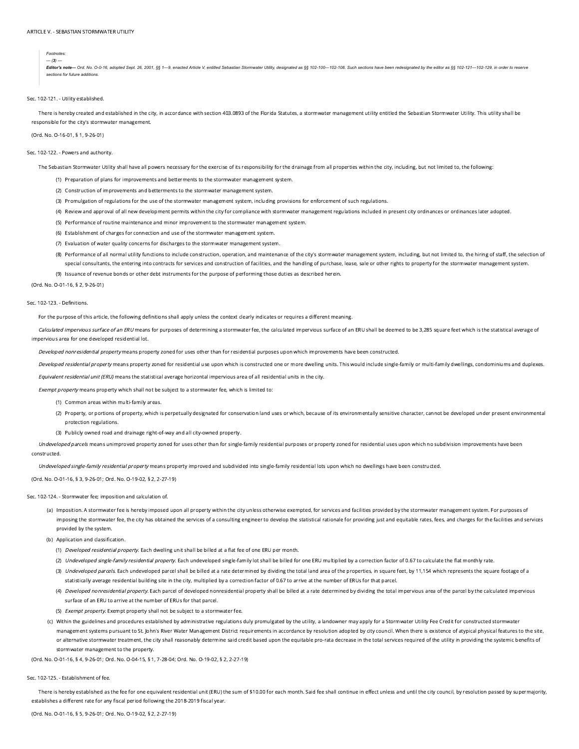# ARTICLE V. - SEBASTIAN STORMWATER UTILITY

> *Footnotes:*
>
> *--- (3) ---*
>
> ***Editor's note—*** *Ord. No. O-0-16, adopted Sept. 26, 2001, §§ 1—9, enacted Article V, entitled Sebastian Stormwater Utility, designated as §§ 102-100—102-108. Such sections have been redesignated by the editor as §§ 102-121—102-129, in order to reserve sections for future additions.*

## Sec. 102-121. - Utility established.

There is hereby created and established in the city, in accordance with section 403.0893 of the Florida Statutes, a stormwater management utility entitled the Sebastian Stormwater Utility. This utility shall be responsible for the city's stormwater management.

(Ord. No. O-16-01, § 1, 9-26-01)

## Sec. 102-122. - Powers and authority.

The Sebastian Stormwater Utility shall have all powers necessary for the exercise of its responsibility for the drainage from all properties within the city, including, but not limited to, the following:

(1) Preparation of plans for improvements and betterments to the stormwater management system.

(2) Construction of improvements and betterments to the stormwater management system.

(3) Promulgation of regulations for the use of the stormwater management system, including provisions for enforcement of such regulations.

(4) Review and approval of all new development permits within the city for compliance with stormwater management regulations included in present city ordinances or ordinances later adopted.

(5) Performance of routine maintenance and minor improvement to the stormwater management system.

(6) Establishment of charges for connection and use of the stormwater management system.

(7) Evaluation of water quality concerns for discharges to the stormwater management system.

(8) Performance of all normal utility functions to include construction, operation, and maintenance of the city's stormwater management system, including, but not limited to, the hiring of staff, the selection of special consultants, the entering into contracts for services and construction of facilities, and the handling of purchase, lease, sale or other rights to property for the stormwater management system.

(9) Issuance of revenue bonds or other debt instruments for the purpose of performing those duties as described herein.

(Ord. No. O-01-16, § 2, 9-26-01)

## Sec. 102-123. - Definitions.

For the purpose of this article, the following definitions shall apply unless the context clearly indicates or requires a different meaning.

*Calculated impervious surface of an ERU* means for purposes of determining a stormwater fee, the calculated impervious surface of an ERU shall be deemed to be 3,285 square feet which is the statistical average of impervious area for one developed residential lot.

*Developed nonresidential property* means property zoned for uses other than for residential purposes upon which improvements have been constructed.

*Developed residential property* means property zoned for residential use upon which is constructed one or more dwelling units. This would include single-family or multi-family dwellings, condominiums and duplexes.

*Equivalent residential unit (ERU)* means the statistical average horizontal impervious area of all residential units in the city.

*Exempt property* means property which shall not be subject to a stormwater fee, which is limited to:

(1) Common areas within multi-family areas.

(2) Property, or portions of property, which is perpetually designated for conservation land uses or which, because of its environmentally sensitive character, cannot be developed under present environmental protection regulations.

(3) Publicly owned road and drainage right-of-way and all city-owned property.

*Undeveloped parcels* means unimproved property zoned for uses other than for single-family residential purposes or property zoned for residential uses upon which no subdivision improvements have been constructed.

*Undeveloped single-family residential property* means property improved and subdivided into single-family residential lots upon which no dwellings have been constructed.

(Ord. No. O-01-16, § 3, 9-26-01; Ord. No. O-19-02, § 2, 2-27-19)

## Sec. 102-124. - Stormwater fee; imposition and calculation of.

(a) Imposition. A stormwater fee is hereby imposed upon all property within the city unless otherwise exempted, for services and facilities provided by the stormwater management system. For purposes of imposing the stormwater fee, the city has obtained the services of a consulting engineer to develop the statistical rationale for providing just and equitable rates, fees, and charges for the facilities and services provided by the system.

(b) Application and classification.

(1) *Developed residential property.* Each dwelling unit shall be billed at a flat fee of one ERU per month.

(2) *Undeveloped single-family residential property.* Each undeveloped single-family lot shall be billed for one ERU multiplied by a correction factor of 0.67 to calculate the flat monthly rate.

(3) *Undeveloped parcels.* Each undeveloped parcel shall be billed at a rate determined by dividing the total land area of the properties, in square feet, by 11,154 which represents the square footage of a statistically average residential building site in the city, multiplied by a correction factor of 0.67 to arrive at the number of ERUs for that parcel.

(4) *Developed nonresidential property.* Each parcel of developed nonresidential property shall be billed at a rate determined by dividing the total impervious area of the parcel by the calculated impervious surface of an ERU to arrive at the number of ERUs for that parcel.

(5) *Exempt property.* Exempt property shall not be subject to a stormwater fee.

(c) Within the guidelines and procedures established by administrative regulations duly promulgated by the utility, a landowner may apply for a Stormwater Utility Fee Credit for constructed stormwater management systems pursuant to St. John's River Water Management District requirements in accordance by resolution adopted by city council. When there is existence of atypical physical features to the site, or alternative stormwater treatment, the city shall reasonably determine said credit based upon the equitable pro-rata decrease in the total services required of the utility in providing the systemic benefits of stormwater management to the property.

(Ord. No. O-01-16, § 4, 9-26-01; Ord. No. O-04-15, § 1, 7-28-04; Ord. No. O-19-02, § 2, 2-27-19)

## Sec. 102-125. - Establishment of fee.

There is hereby established as the fee for one equivalent residential unit (ERU) the sum of $10.00 for each month. Said fee shall continue in effect unless and until the city council, by resolution passed by supermajority, establishes a different rate for any fiscal period following the 2018-2019 fiscal year.

(Ord. No. O-01-16, § 5, 9-26-01; Ord. No. O-19-02, § 2, 2-27-19)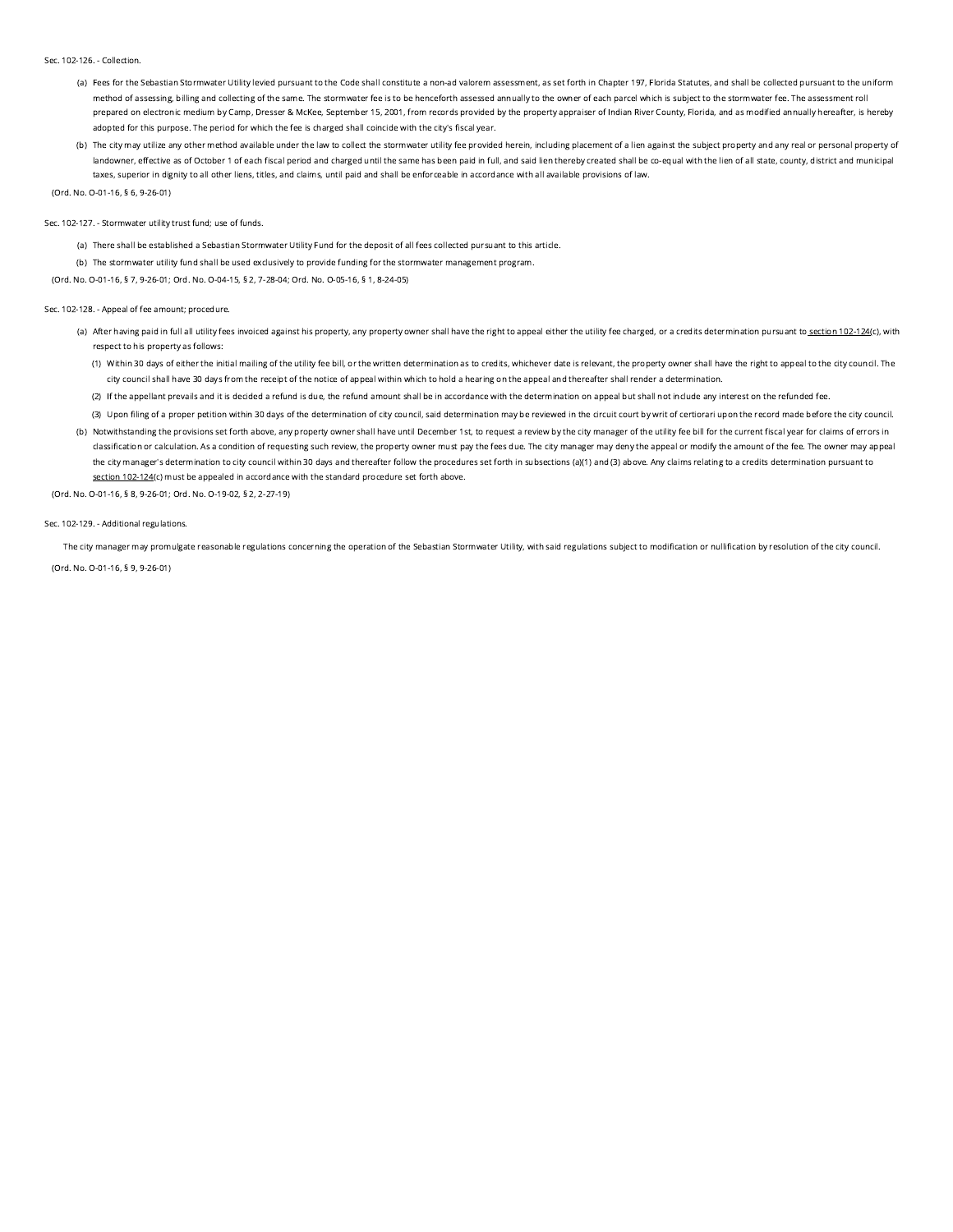Sec. 102-126. - Collection.

(a) Fees for the Sebastian Stormwater Utility levied pursuant to the Code shall constitute a non-ad valorem assessment, as set forth in Chapter 197, Florida Statutes, and shall be collected pursuant to the uniform method of assessing, billing and collecting of the same. The stormwater fee is to be henceforth assessed annually to the owner of each parcel which is subject to the stormwater fee. The assessment roll prepared on electronic medium by Camp, Dresser & McKee, September 15, 2001, from records provided by the property appraiser of Indian River County, Florida, and as modified annually hereafter, is hereby adopted for this purpose. The period for which the fee is charged shall coincide with the city's fiscal year.

(b) The city may utilize any other method available under the law to collect the stormwater utility fee provided herein, including placement of a lien against the subject property and any real or personal property of landowner, effective as of October 1 of each fiscal period and charged until the same has been paid in full, and said lien thereby created shall be co-equal with the lien of all state, county, district and municipal taxes, superior in dignity to all other liens, titles, and claims, until paid and shall be enforceable in accordance with all available provisions of law.

(Ord. No. O-01-16, § 6, 9-26-01)

Sec. 102-127. - Stormwater utility trust fund; use of funds.

(a) There shall be established a Sebastian Stormwater Utility Fund for the deposit of all fees collected pursuant to this article.

(b) The stormwater utility fund shall be used exclusively to provide funding for the stormwater management program.

(Ord. No. O-01-16, § 7, 9-26-01; Ord. No. O-04-15, § 2, 7-28-04; Ord. No. O-05-16, § 1, 8-24-05)

Sec. 102-128. - Appeal of fee amount; procedure.

(a) After having paid in full all utility fees invoiced against his property, any property owner shall have the right to appeal either the utility fee charged, or a credits determination pursuant to section 102-124(c), with respect to his property as follows:

(1) Within 30 days of either the initial mailing of the utility fee bill, or the written determination as to credits, whichever date is relevant, the property owner shall have the right to appeal to the city council. The city council shall have 30 days from the receipt of the notice of appeal within which to hold a hearing on the appeal and thereafter shall render a determination.

(2) If the appellant prevails and it is decided a refund is due, the refund amount shall be in accordance with the determination on appeal but shall not include any interest on the refunded fee.

(3) Upon filing of a proper petition within 30 days of the determination of city council, said determination may be reviewed in the circuit court by writ of certiorari upon the record made before the city council.

(b) Notwithstanding the provisions set forth above, any property owner shall have until December 1st, to request a review by the city manager of the utility fee bill for the current fiscal year for claims of errors in classification or calculation. As a condition of requesting such review, the property owner must pay the fees due. The city manager may deny the appeal or modify the amount of the fee. The owner may appeal the city manager's determination to city council within 30 days and thereafter follow the procedures set forth in subsections (a)(1) and (3) above. Any claims relating to a credits determination pursuant to section 102-124(c) must be appealed in accordance with the standard procedure set forth above.

(Ord. No. O-01-16, § 8, 9-26-01; Ord. No. O-19-02, § 2, 2-27-19)

Sec. 102-129. - Additional regulations.

The city manager may promulgate reasonable regulations concerning the operation of the Sebastian Stormwater Utility, with said regulations subject to modification or nullification by resolution of the city council.

(Ord. No. O-01-16, § 9, 9-26-01)